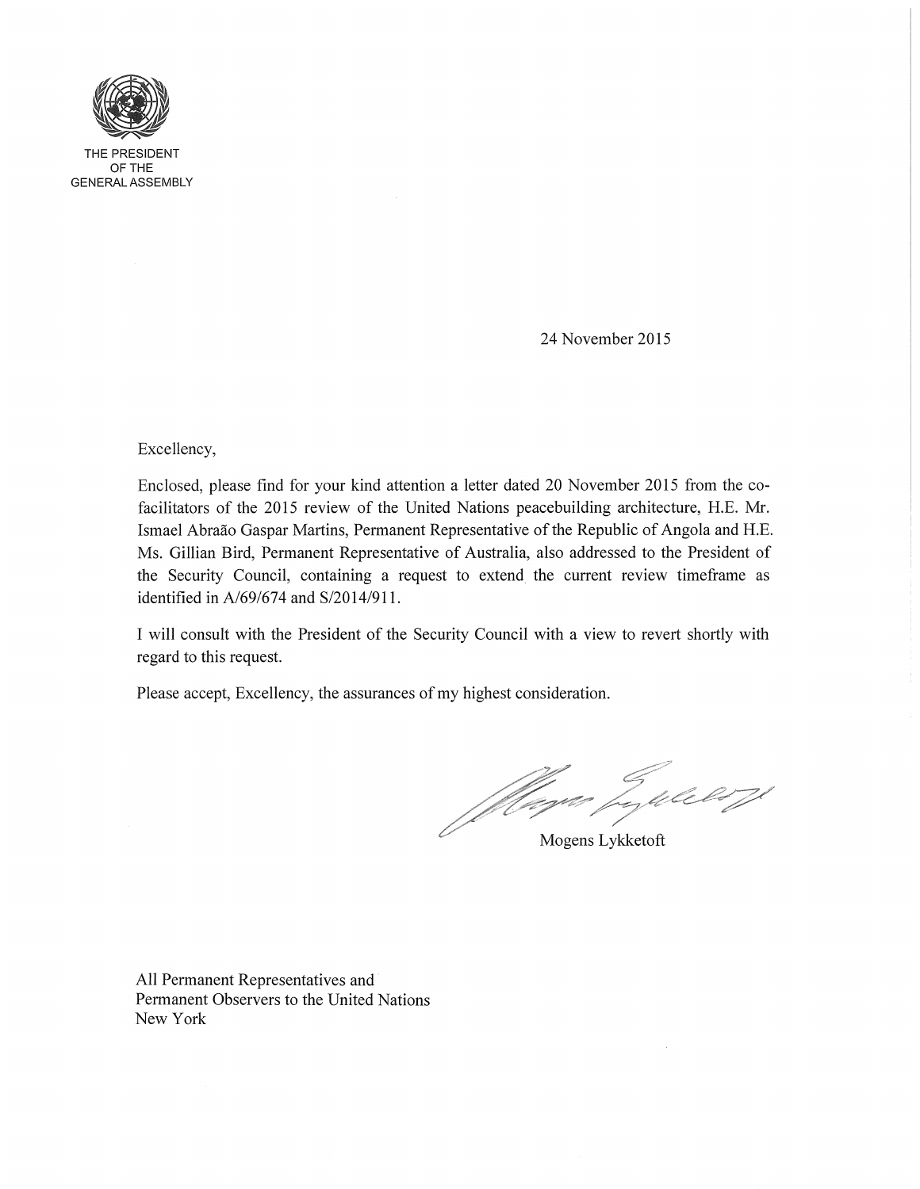THE PRESIDENT
OF THE
GENERAL ASSEMBLY

24 November 2015

Excellency,

Enclosed, please find for your kind attention a letter dated 20 November 2015 from the co-facilitators of the 2015 review of the United Nations peacebuilding architecture, H.E. Mr. Ismael Abraão Gaspar Martins, Permanent Representative of the Republic of Angola and H.E. Ms. Gillian Bird, Permanent Representative of Australia, also addressed to the President of the Security Council, containing a request to extend the current review timeframe as identified in A/69/674 and S/2014/911.

I will consult with the President of the Security Council with a view to revert shortly with regard to this request.

Please accept, Excellency, the assurances of my highest consideration.

Mogens Lykketoft

All Permanent Representatives and
Permanent Observers to the United Nations
New York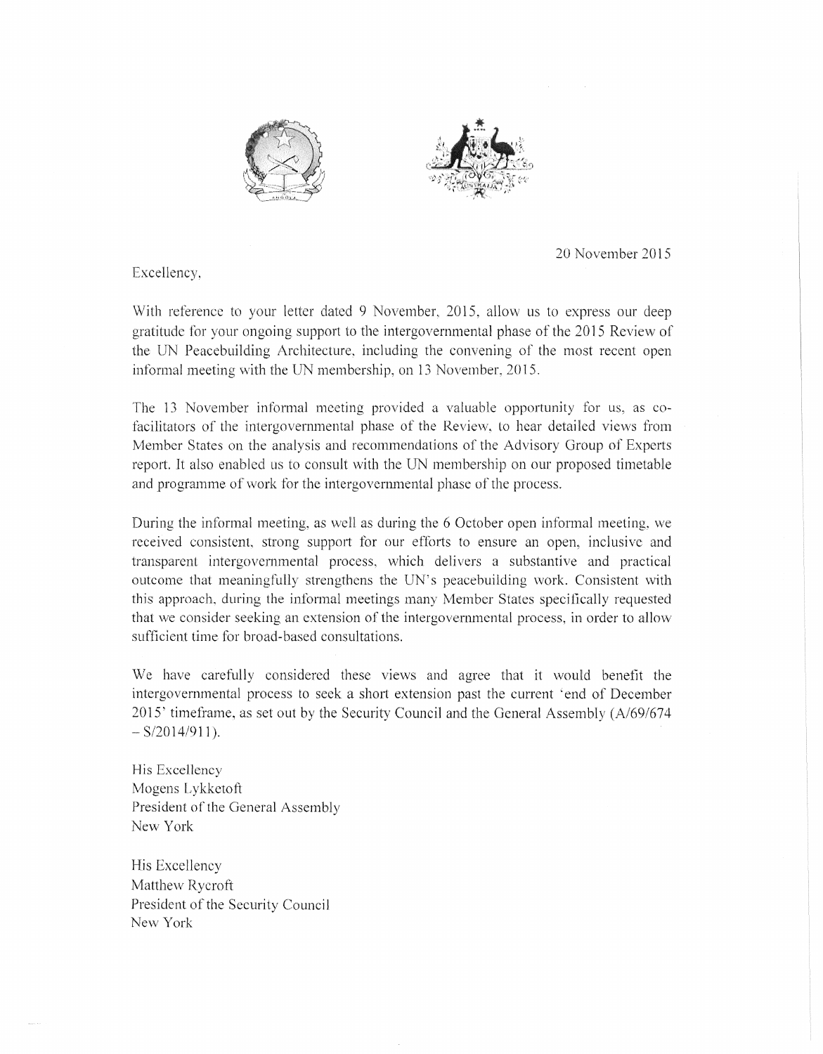20 November 2015

Excellency,

With reference to your letter dated 9 November, 2015, allow us to express our deep gratitude for your ongoing support to the intergovernmental phase of the 2015 Review of the UN Peacebuilding Architecture, including the convening of the most recent open informal meeting with the UN membership, on 13 November, 2015.

The 13 November informal meeting provided a valuable opportunity for us, as co-facilitators of the intergovernmental phase of the Review, to hear detailed views from Member States on the analysis and recommendations of the Advisory Group of Experts report. It also enabled us to consult with the UN membership on our proposed timetable and programme of work for the intergovernmental phase of the process.

During the informal meeting, as well as during the 6 October open informal meeting, we received consistent, strong support for our efforts to ensure an open, inclusive and transparent intergovernmental process, which delivers a substantive and practical outcome that meaningfully strengthens the UN's peacebuilding work. Consistent with this approach, during the informal meetings many Member States specifically requested that we consider seeking an extension of the intergovernmental process, in order to allow sufficient time for broad-based consultations.

We have carefully considered these views and agree that it would benefit the intergovernmental process to seek a short extension past the current 'end of December 2015' timeframe, as set out by the Security Council and the General Assembly (A/69/674 – S/2014/911).

His Excellency
Mogens Lykketoft
President of the General Assembly
New York

His Excellency
Matthew Rycroft
President of the Security Council
New York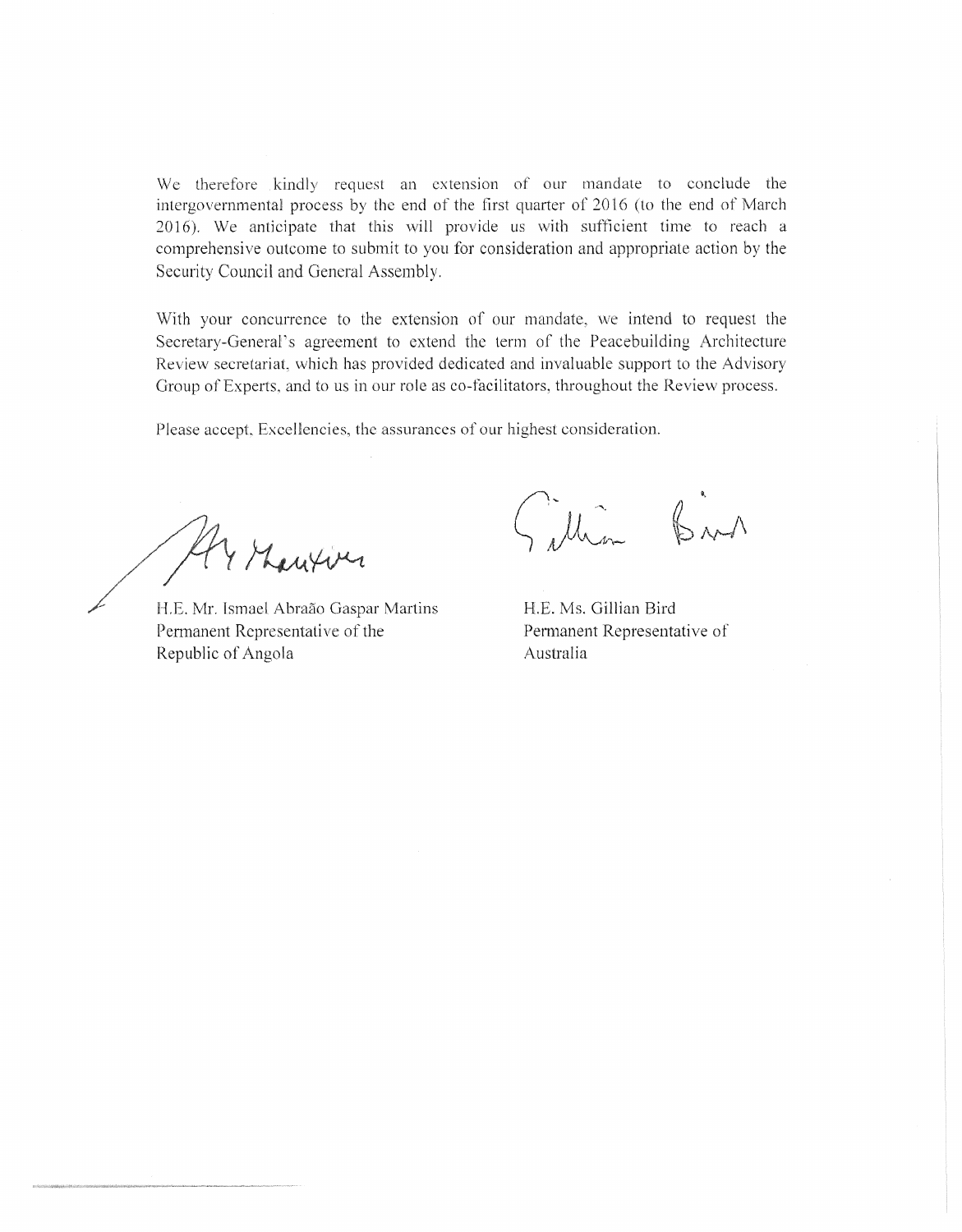We therefore kindly request an extension of our mandate to conclude the intergovernmental process by the end of the first quarter of 2016 (to the end of March 2016). We anticipate that this will provide us with sufficient time to reach a comprehensive outcome to submit to you for consideration and appropriate action by the Security Council and General Assembly.

With your concurrence to the extension of our mandate, we intend to request the Secretary-General's agreement to extend the term of the Peacebuilding Architecture Review secretariat, which has provided dedicated and invaluable support to the Advisory Group of Experts, and to us in our role as co-facilitators, throughout the Review process.

Please accept, Excellencies, the assurances of our highest consideration.

H.E. Mr. Ismael Abraão Gaspar Martins
Permanent Representative of the
Republic of Angola

H.E. Ms. Gillian Bird
Permanent Representative of
Australia